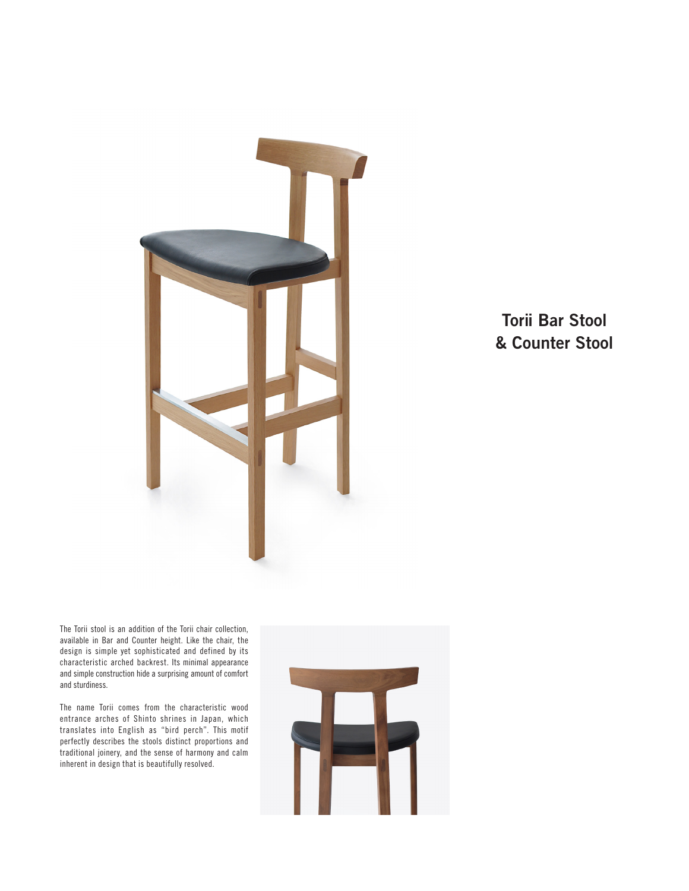# Torii Bar Stool & Counter Stool

The Torii stool is an addition of the Torii chair collection, available in Bar and Counter height. Like the chair, the design is simple yet sophisticated and defined by its characteristic arched backrest. Its minimal appearance and simple construction hide a surprising amount of comfort and sturdiness.

The name Torii comes from the characteristic wood entrance arches of Shinto shrines in Japan, which translates into English as "bird perch". This motif perfectly describes the stools distinct proportions and traditional joinery, and the sense of harmony and calm inherent in design that is beautifully resolved.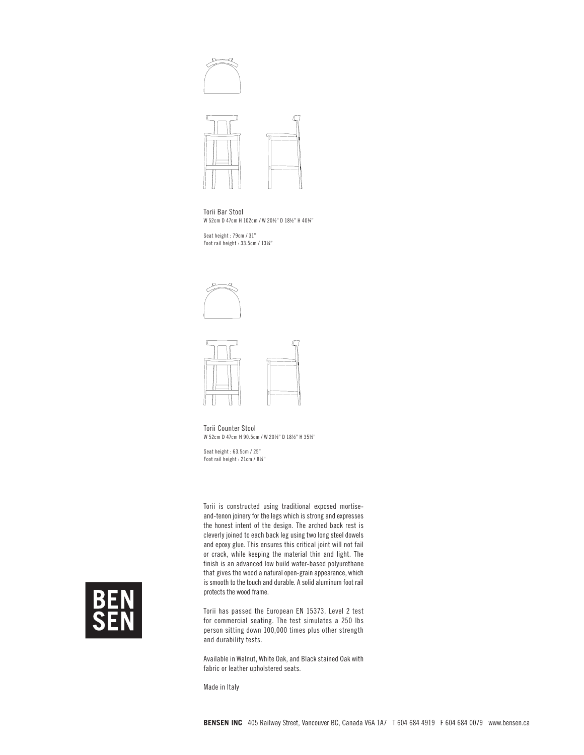Torii Bar Stool
W 52cm D 47cm H 102cm / W 20½" D 18½" H 40¼"

Seat height : 79cm / 31"
Foot rail height : 33.5cm / 13¼"

Torii Counter Stool
W 52cm D 47cm H 90.5cm / W 20½" D 18½" H 35½"

Seat height : 63.5cm / 25"
Foot rail height : 21cm / 8¼"

Torii is constructed using traditional exposed mortise-and-tenon joinery for the legs which is strong and expresses the honest intent of the design. The arched back rest is cleverly joined to each back leg using two long steel dowels and epoxy glue. This ensures this critical joint will not fail or crack, while keeping the material thin and light. The finish is an advanced low build water-based polyurethane that gives the wood a natural open-grain appearance, which is smooth to the touch and durable. A solid aluminum foot rail protects the wood frame.

Torii has passed the European EN 15373, Level 2 test for commercial seating. The test simulates a 250 lbs person sitting down 100,000 times plus other strength and durability tests.

Available in Walnut, White Oak, and Black stained Oak with fabric or leather upholstered seats.

Made in Italy

BEN SEN

**BENSEN INC** 405 Railway Street, Vancouver BC, Canada V6A 1A7 T 604 684 4919 F 604 684 0079 www.bensen.ca